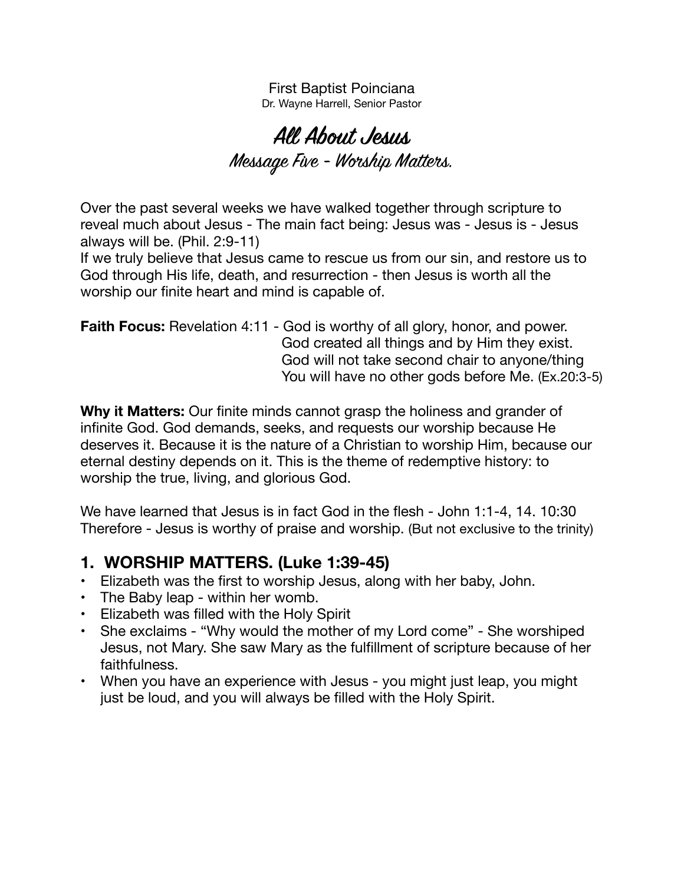First Baptist Poinciana
Dr. Wayne Harrell, Senior Pastor

# *All About Jesus*
## *Message Five - Worship Matters.*

Over the past several weeks we have walked together through scripture to reveal much about Jesus - The main fact being: Jesus was - Jesus is - Jesus always will be. (Phil. 2:9-11)
If we truly believe that Jesus came to rescue us from our sin, and restore us to God through His life, death, and resurrection - then Jesus is worth all the worship our finite heart and mind is capable of.

**Faith Focus:** Revelation 4:11 - God is worthy of all glory, honor, and power.
God created all things and by Him they exist.
God will not take second chair to anyone/thing
You will have no other gods before Me. (Ex.20:3-5)

**Why it Matters:** Our finite minds cannot grasp the holiness and grander of infinite God. God demands, seeks, and requests our worship because He deserves it. Because it is the nature of a Christian to worship Him, because our eternal destiny depends on it. This is the theme of redemptive history: to worship the true, living, and glorious God.

We have learned that Jesus is in fact God in the flesh - John 1:1-4, 14. 10:30
Therefore - Jesus is worthy of praise and worship. (But not exclusive to the trinity)

## 1. WORSHIP MATTERS. (Luke 1:39-45)

- Elizabeth was the first to worship Jesus, along with her baby, John.
- The Baby leap - within her womb.
- Elizabeth was filled with the Holy Spirit
- She exclaims - "Why would the mother of my Lord come" - She worshiped Jesus, not Mary. She saw Mary as the fulfillment of scripture because of her faithfulness.
- When you have an experience with Jesus - you might just leap, you might just be loud, and you will always be filled with the Holy Spirit.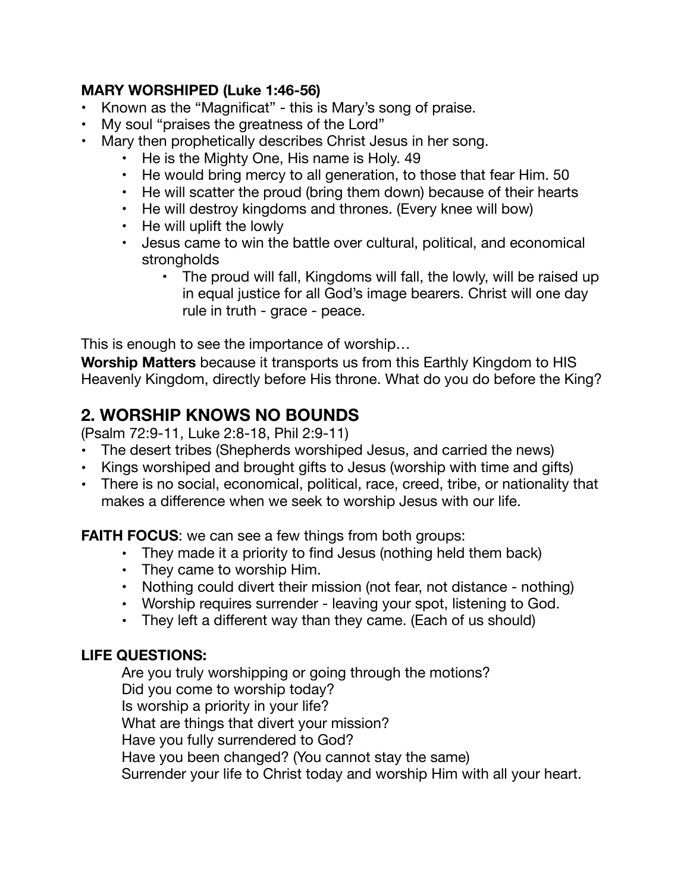**MARY WORSHIPED (Luke 1:46-56)**

- Known as the "Magnificat" - this is Mary's song of praise.
- My soul "praises the greatness of the Lord"
- Mary then prophetically describes Christ Jesus in her song.
    - He is the Mighty One, His name is Holy. 49
    - He would bring mercy to all generation, to those that fear Him. 50
    - He will scatter the proud (bring them down) because of their hearts
    - He will destroy kingdoms and thrones. (Every knee will bow)
    - He will uplift the lowly
    - Jesus came to win the battle over cultural, political, and economical strongholds
        - The proud will fall, Kingdoms will fall, the lowly, will be raised up in equal justice for all God's image bearers. Christ will one day rule in truth - grace - peace.

This is enough to see the importance of worship…

**Worship Matters** because it transports us from this Earthly Kingdom to HIS Heavenly Kingdom, directly before His throne. What do you do before the King?

## 2. WORSHIP KNOWS NO BOUNDS

(Psalm 72:9-11, Luke 2:8-18, Phil 2:9-11)

- The desert tribes (Shepherds worshiped Jesus, and carried the news)
- Kings worshiped and brought gifts to Jesus (worship with time and gifts)
- There is no social, economical, political, race, creed, tribe, or nationality that makes a difference when we seek to worship Jesus with our life.

**FAITH FOCUS**: we can see a few things from both groups:

- They made it a priority to find Jesus (nothing held them back)
- They came to worship Him.
- Nothing could divert their mission (not fear, not distance - nothing)
- Worship requires surrender - leaving your spot, listening to God.
- They left a different way than they came. (Each of us should)

**LIFE QUESTIONS:**

Are you truly worshipping or going through the motions?
Did you come to worship today?
Is worship a priority in your life?
What are things that divert your mission?
Have you fully surrendered to God?
Have you been changed? (You cannot stay the same)
Surrender your life to Christ today and worship Him with all your heart.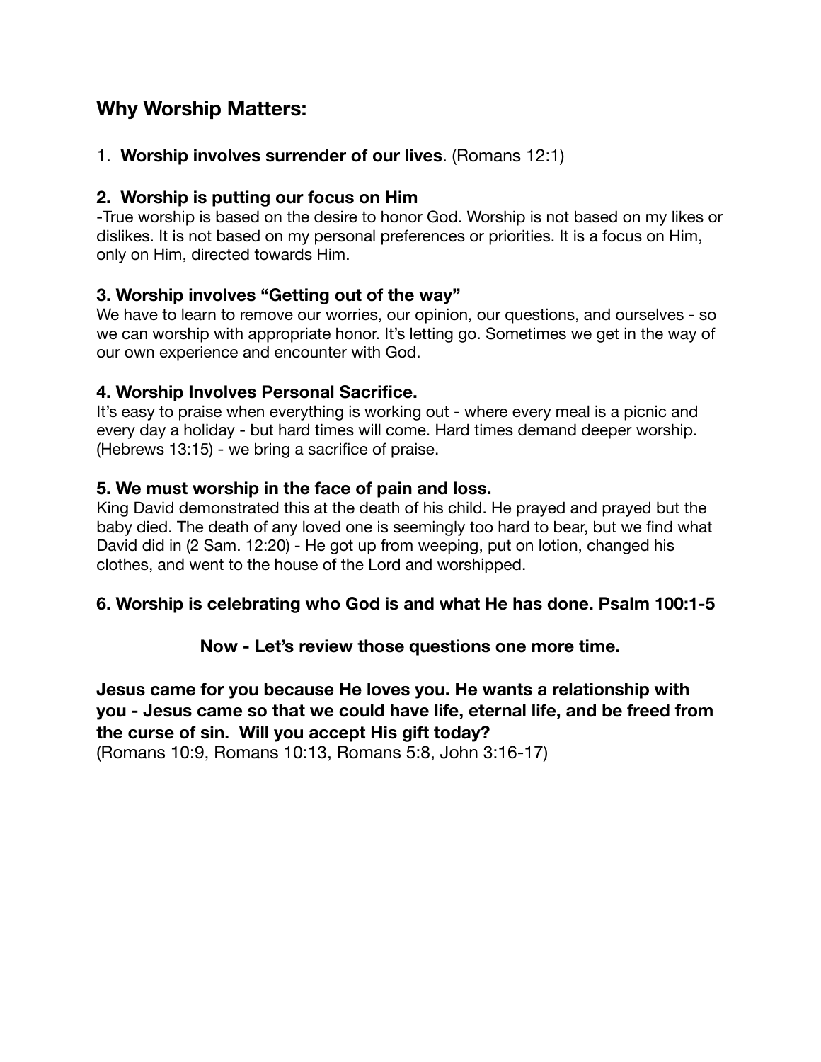## Why Worship Matters:

1. **Worship involves surrender of our lives**. (Romans 12:1)

**2. Worship is putting our focus on Him**

-True worship is based on the desire to honor God. Worship is not based on my likes or dislikes. It is not based on my personal preferences or priorities. It is a focus on Him, only on Him, directed towards Him.

**3. Worship involves "Getting out of the way"**

We have to learn to remove our worries, our opinion, our questions, and ourselves - so we can worship with appropriate honor. It's letting go. Sometimes we get in the way of our own experience and encounter with God.

**4. Worship Involves Personal Sacrifice.**

It's easy to praise when everything is working out - where every meal is a picnic and every day a holiday - but hard times will come. Hard times demand deeper worship. (Hebrews 13:15) - we bring a sacrifice of praise.

**5. We must worship in the face of pain and loss.**

King David demonstrated this at the death of his child. He prayed and prayed but the baby died. The death of any loved one is seemingly too hard to bear, but we find what David did in (2 Sam. 12:20) - He got up from weeping, put on lotion, changed his clothes, and went to the house of the Lord and worshipped.

**6. Worship is celebrating who God is and what He has done. Psalm 100:1-5**

**Now - Let's review those questions one more time.**

**Jesus came for you because He loves you. He wants a relationship with you - Jesus came so that we could have life, eternal life, and be freed from the curse of sin. Will you accept His gift today?**

(Romans 10:9, Romans 10:13, Romans 5:8, John 3:16-17)